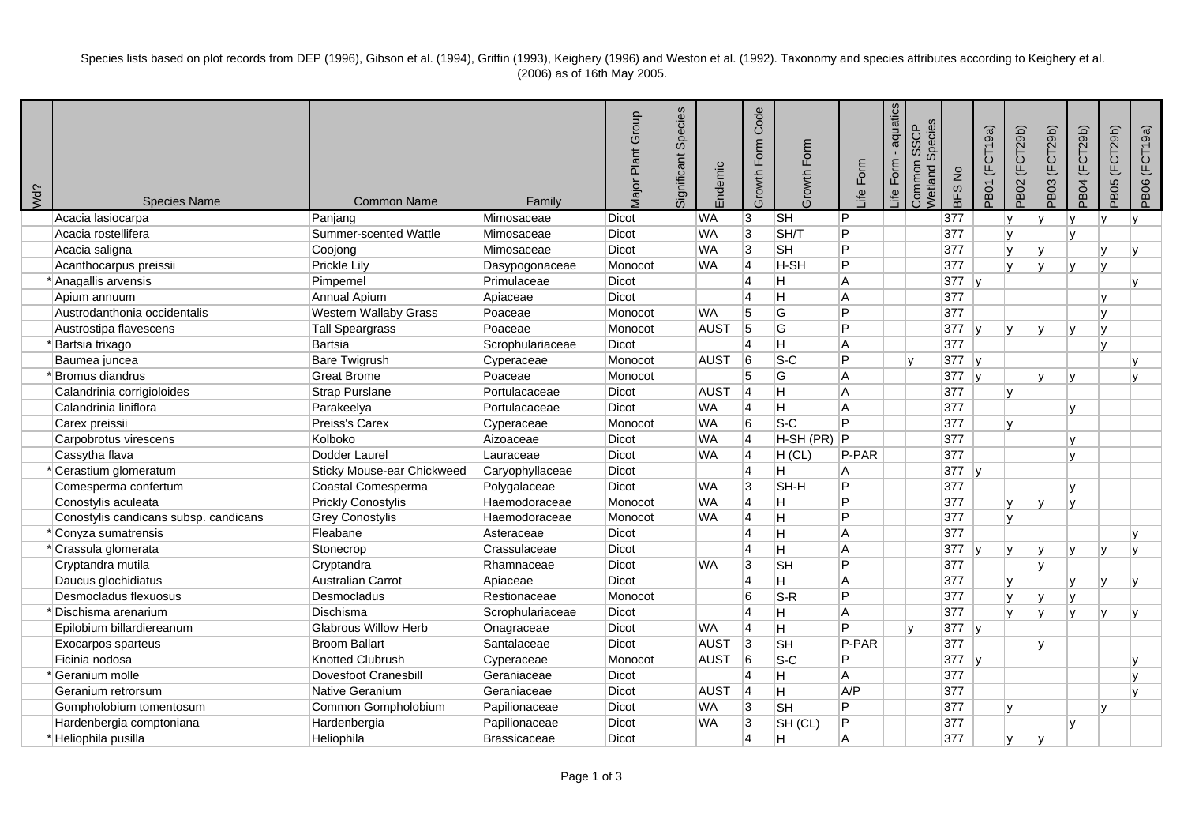Species lists based on plot records from DEP (1996), Gibson et al. (1994), Griffin (1993), Keighery (1996) and Weston et al. (1992). Taxonomy and species attributes according to Keighery et al. (2006) as of 16th May 2005.

| Wd? | Species Name | Common Name | Family | Major Plant Group | Significant Species | Endemic | Growth Form Code | Growth Form | Life Form | Life Form - aquatics | Common SSCP Wetland Species | BFS No | PB01 (FCT19a) | PB02 (FCT29b) | PB03 (FCT29b) | PB04 (FCT29b) | PB05 (FCT29b) | PB06 (FCT19a) |
|---|---|---|---|---|---|---|---|---|---|---|---|---|---|---|---|---|---|---|
| | Acacia lasiocarpa | Panjang | Mimosaceae | Dicot | | WA | 3 | SH | P | | | 377 | | y | y | y | y | y |
| | Acacia rostellifera | Summer-scented Wattle | Mimosaceae | Dicot | | WA | 3 | SH/T | P | | | 377 | | y | | y | | |
| | Acacia saligna | Coojong | Mimosaceae | Dicot | | WA | 3 | SH | P | | | 377 | | y | y | | y | y |
| | Acanthocarpus preissii | Prickle Lily | Dasypogonaceae | Monocot | | WA | 4 | H-SH | P | | | 377 | | y | y | y | y | |
| * | Anagallis arvensis | Pimpernel | Primulaceae | Dicot | | | 4 | H | A | | | 377 | y | | | | | y |
| | Apium annuum | Annual Apium | Apiaceae | Dicot | | | 4 | H | A | | | 377 | | | | | y | |
| | Austrodanthonia occidentalis | Western Wallaby Grass | Poaceae | Monocot | | WA | 5 | G | P | | | 377 | | | | | y | |
| | Austrostipa flavescens | Tall Speargrass | Poaceae | Monocot | | AUST | 5 | G | P | | | 377 | y | y | y | y | y | |
| * | Bartsia trixago | Bartsia | Scrophulariaceae | Dicot | | | 4 | H | A | | | 377 | | | | | y | |
| | Baumea juncea | Bare Twigrush | Cyperaceae | Monocot | | AUST | 6 | S-C | P | | y | 377 | y | | | | | y |
| * | Bromus diandrus | Great Brome | Poaceae | Monocot | | | 5 | G | A | | | 377 | y | | y | y | | y |
| | Calandrinia corrigioloides | Strap Purslane | Portulacaceae | Dicot | | AUST | 4 | H | A | | | 377 | | y | | | | |
| | Calandrinia liniflora | Parakeelya | Portulacaceae | Dicot | | WA | 4 | H | A | | | 377 | | | | y | | |
| | Carex preissii | Preiss's Carex | Cyperaceae | Monocot | | WA | 6 | S-C | P | | | 377 | | y | | | | |
| | Carpobrotus virescens | Kolboko | Aizoaceae | Dicot | | WA | 4 | H-SH (PR) | P | | | 377 | | | | y | | |
| | Cassytha flava | Dodder Laurel | Lauraceae | Dicot | | WA | 4 | H (CL) | P-PAR | | | 377 | | | | y | | |
| * | Cerastium glomeratum | Sticky Mouse-ear Chickweed | Caryophyllaceae | Dicot | | | 4 | H | A | | | 377 | y | | | | | |
| | Comesperma confertum | Coastal Comesperma | Polygalaceae | Dicot | | WA | 3 | SH-H | P | | | 377 | | | | y | | |
| | Conostylis aculeata | Prickly Conostylis | Haemodoraceae | Monocot | | WA | 4 | H | P | | | 377 | | y | y | y | | |
| | Conostylis candicans subsp. candicans | Grey Conostylis | Haemodoraceae | Monocot | | WA | 4 | H | P | | | 377 | | y | | | | |
| * | Conyza sumatrensis | Fleabane | Asteraceae | Dicot | | | 4 | H | A | | | 377 | | | | | | y |
| * | Crassula glomerata | Stonecrop | Crassulaceae | Dicot | | | 4 | H | A | | | 377 | y | y | y | y | y | y |
| | Cryptandra mutila | Cryptandra | Rhamnaceae | Dicot | | WA | 3 | SH | P | | | 377 | | | y | | | |
| | Daucus glochidiatus | Australian Carrot | Apiaceae | Dicot | | | 4 | H | A | | | 377 | | y | | y | y | y |
| | Desmocladus flexuosus | Desmocladus | Restionaceae | Monocot | | | 6 | S-R | P | | | 377 | | y | y | y | | |
| * | Dischisma arenarium | Dischisma | Scrophulariaceae | Dicot | | | 4 | H | A | | | 377 | | y | y | y | y | y |
| | Epilobium billardiereanum | Glabrous Willow Herb | Onagraceae | Dicot | | WA | 4 | H | P | | y | 377 | y | | | | | |
| | Exocarpos sparteus | Broom Ballart | Santalaceae | Dicot | | AUST | 3 | SH | P-PAR | | | 377 | | | y | | | |
| | Ficinia nodosa | Knotted Clubrush | Cyperaceae | Monocot | | AUST | 6 | S-C | P | | | 377 | y | | | | | y |
| * | Geranium molle | Dovesfoot Cranesbill | Geraniaceae | Dicot | | | 4 | H | A | | | 377 | | | | | | y |
| | Geranium retrorsum | Native Geranium | Geraniaceae | Dicot | | AUST | 4 | H | A/P | | | 377 | | | | | | y |
| | Gompholobium tomentosum | Common Gompholobium | Papilionaceae | Dicot | | WA | 3 | SH | P | | | 377 | | y | | | y | |
| | Hardenbergia comptoniana | Hardenbergia | Papilionaceae | Dicot | | WA | 3 | SH (CL) | P | | | 377 | | | | y | | |
| * | Heliophila pusilla | Heliophila | Brassicaceae | Dicot | | | 4 | H | A | | | 377 | | y | y | | | |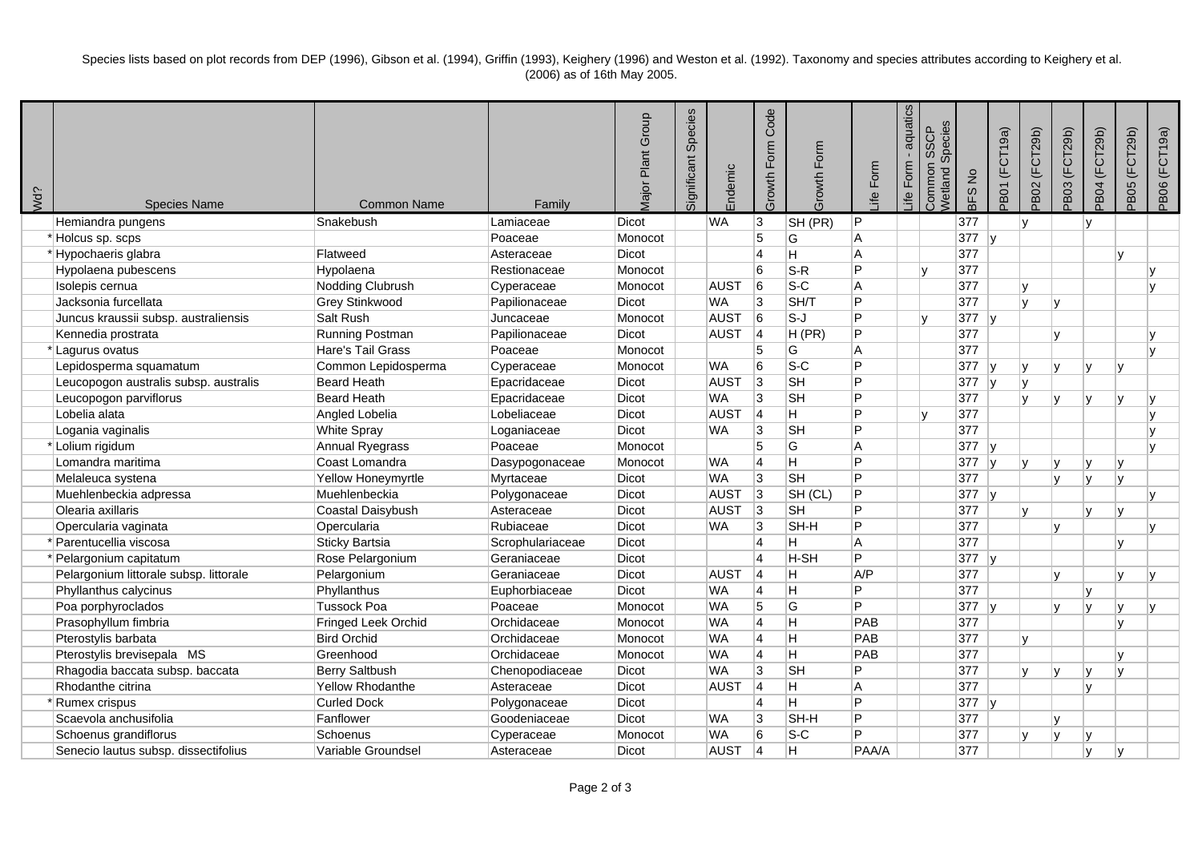Species lists based on plot records from DEP (1996), Gibson et al. (1994), Griffin (1993), Keighery (1996) and Weston et al. (1992). Taxonomy and species attributes according to Keighery et al. (2006) as of 16th May 2005.

| Wd? | Species Name | Common Name | Family | Major Plant Group | Significant Species | Endemic | Growth Form Code | Growth Form | Life Form | Life Form - aquatics | Common SSCP Wetland Species | BFS No | PB01 (FCT19a) | PB02 (FCT29b) | PB03 (FCT29b) | PB04 (FCT29b) | PB05 (FCT29b) | PB06 (FCT19a) |
|---|---|---|---|---|---|---|---|---|---|---|---|---|---|---|---|---|---|---|
| | Hemiandra pungens | Snakebush | Lamiaceae | Dicot | | WA | 3 | SH (PR) | P | | | 377 | | y | | y | | |
| * | Holcus sp. scps | | Poaceae | Monocot | | | 5 | G | A | | | 377 | y | | | | | |
| * | Hypochaeris glabra | Flatweed | Asteraceae | Dicot | | | 4 | H | A | | | 377 | | | | | y | |
| | Hypolaena pubescens | Hypolaena | Restionaceae | Monocot | | | 6 | S-R | P | | y | 377 | | | | | | y |
| | Isolepis cernua | Nodding Clubrush | Cyperaceae | Monocot | | AUST | 6 | S-C | A | | | 377 | | y | | | | y |
| | Jacksonia furcellata | Grey Stinkwood | Papilionaceae | Dicot | | WA | 3 | SH/T | P | | | 377 | | y | y | | | |
| | Juncus kraussii subsp. australiensis | Salt Rush | Juncaceae | Monocot | | AUST | 6 | S-J | P | | y | 377 | y | | | | | |
| | Kennedia prostrata | Running Postman | Papilionaceae | Dicot | | AUST | 4 | H (PR) | P | | | 377 | | | y | | | y |
| * | Lagurus ovatus | Hare's Tail Grass | Poaceae | Monocot | | | 5 | G | A | | | 377 | | | | | | y |
| | Lepidosperma squamatum | Common Lepidosperma | Cyperaceae | Monocot | | WA | 6 | S-C | P | | | 377 | y | y | y | y | y | |
| | Leucopogon australis subsp. australis | Beard Heath | Epacridaceae | Dicot | | AUST | 3 | SH | P | | | 377 | y | y | | | | |
| | Leucopogon parviflorus | Beard Heath | Epacridaceae | Dicot | | WA | 3 | SH | P | | | 377 | | y | y | y | y | y |
| | Lobelia alata | Angled Lobelia | Lobeliaceae | Dicot | | AUST | 4 | H | P | | y | 377 | | | | | | y |
| | Logania vaginalis | White Spray | Loganiaceae | Dicot | | WA | 3 | SH | P | | | 377 | | | | | | y |
| * | Lolium rigidum | Annual Ryegrass | Poaceae | Monocot | | | 5 | G | A | | | 377 | y | | | | | y |
| | Lomandra maritima | Coast Lomandra | Dasypogonaceae | Monocot | | WA | 4 | H | P | | | 377 | y | y | y | y | y | |
| | Melaleuca systena | Yellow Honeymyrtle | Myrtaceae | Dicot | | WA | 3 | SH | P | | | 377 | | | y | y | y | |
| | Muehlenbeckia adpressa | Muehlenbeckia | Polygonaceae | Dicot | | AUST | 3 | SH (CL) | P | | | 377 | y | | | | | y |
| | Olearia axillaris | Coastal Daisybush | Asteraceae | Dicot | | AUST | 3 | SH | P | | | 377 | | y | | y | y | |
| | Opercularia vaginata | Opercularia | Rubiaceae | Dicot | | WA | 3 | SH-H | P | | | 377 | | | y | | | y |
| * | Parentucellia viscosa | Sticky Bartsia | Scrophulariaceae | Dicot | | | 4 | H | A | | | 377 | | | | | y | |
| * | Pelargonium capitatum | Rose Pelargonium | Geraniaceae | Dicot | | | 4 | H-SH | P | | | 377 | y | | | | | |
| | Pelargonium littorale subsp. littorale | Pelargonium | Geraniaceae | Dicot | | AUST | 4 | H | A/P | | | 377 | | | y | | y | y |
| | Phyllanthus calycinus | Phyllanthus | Euphorbiaceae | Dicot | | WA | 4 | H | P | | | 377 | | | | y | | |
| | Poa porphyroclados | Tussock Poa | Poaceae | Monocot | | WA | 5 | G | P | | | 377 | y | | y | y | y | y |
| | Prasophyllum fimbria | Fringed Leek Orchid | Orchidaceae | Monocot | | WA | 4 | H | PAB | | | 377 | | | | | y | |
| | Pterostylis barbata | Bird Orchid | Orchidaceae | Monocot | | WA | 4 | H | PAB | | | 377 | | y | | | | |
| | Pterostylis brevisepala MS | Greenhood | Orchidaceae | Monocot | | WA | 4 | H | PAB | | | 377 | | | | | y | |
| | Rhagodia baccata subsp. baccata | Berry Saltbush | Chenopodiaceae | Dicot | | WA | 3 | SH | P | | | 377 | | y | y | y | y | |
| | Rhodanthe citrina | Yellow Rhodanthe | Asteraceae | Dicot | | AUST | 4 | H | A | | | 377 | | | | y | | |
| * | Rumex crispus | Curled Dock | Polygonaceae | Dicot | | | 4 | H | P | | | 377 | y | | | | | |
| | Scaevola anchusifolia | Fanflower | Goodeniaceae | Dicot | | WA | 3 | SH-H | P | | | 377 | | | y | | | |
| | Schoenus grandiflorus | Schoenus | Cyperaceae | Monocot | | WA | 6 | S-C | P | | | 377 | | y | y | y | | |
| | Senecio lautus subsp. dissectifolius | Variable Groundsel | Asteraceae | Dicot | | AUST | 4 | H | PAA/A | | | 377 | | | | y | y | |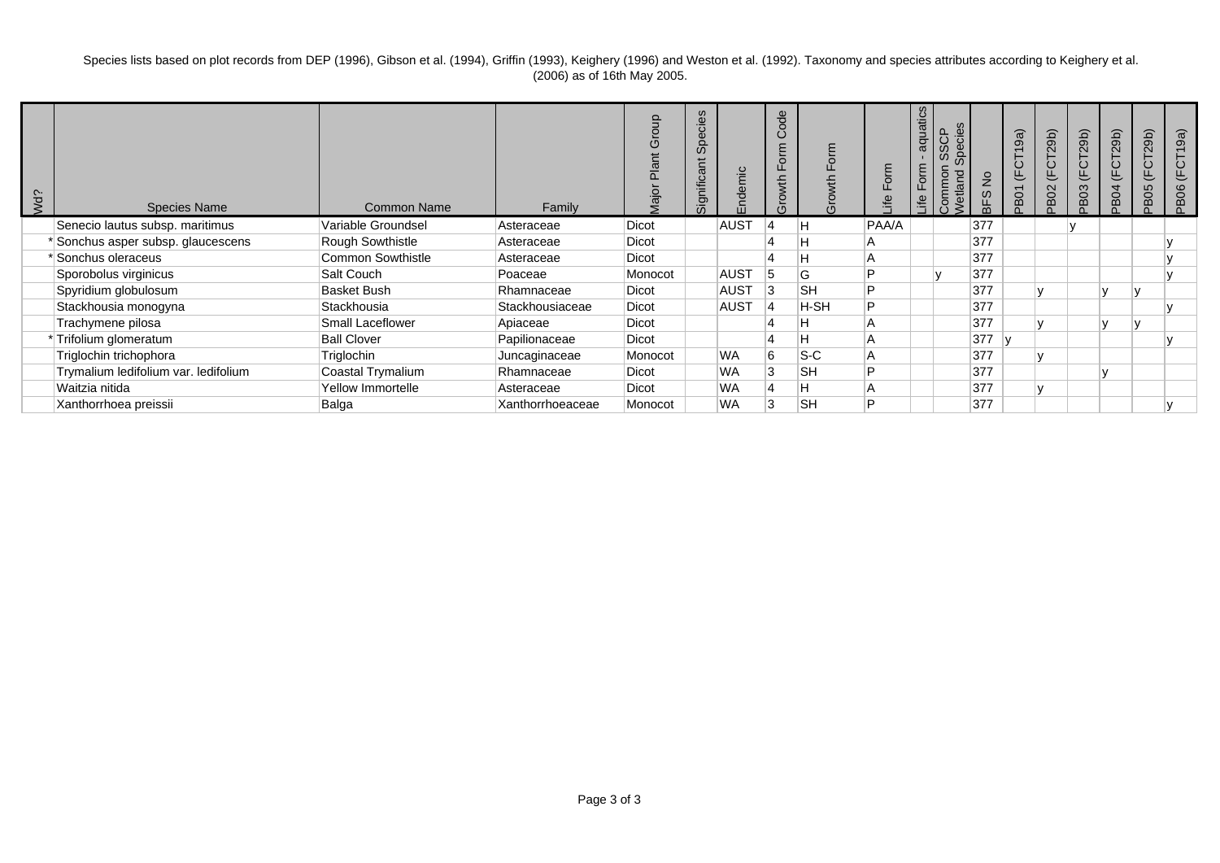Species lists based on plot records from DEP (1996), Gibson et al. (1994), Griffin (1993), Keighery (1996) and Weston et al. (1992). Taxonomy and species attributes according to Keighery et al. (2006) as of 16th May 2005.

| Wd? | Species Name | Common Name | Family | Major Plant Group | Significant Species | Endemic | Growth Form Code | Growth Form | Life Form | Life Form - aquatics | Common SSCP Wetland Species | BFS No | PB01 (FCT19a) | PB02 (FCT29b) | PB03 (FCT29b) | PB04 (FCT29b) | PB05 (FCT29b) | PB06 (FCT19a) |
|---|---|---|---|---|---|---|---|---|---|---|---|---|---|---|---|---|---|---|
| | Senecio lautus subsp. maritimus | Variable Groundsel | Asteraceae | Dicot | | AUST | 4 | H | PAA/A | | | 377 | | | y | | | |
| * | Sonchus asper subsp. glaucescens | Rough Sowthistle | Asteraceae | Dicot | | | 4 | H | A | | | 377 | | | | | | y |
| * | Sonchus oleraceus | Common Sowthistle | Asteraceae | Dicot | | | 4 | H | A | | | 377 | | | | | | y |
| | Sporobolus virginicus | Salt Couch | Poaceae | Monocot | | AUST | 5 | G | P | | y | 377 | | | | | | y |
| | Spyridium globulosum | Basket Bush | Rhamnaceae | Dicot | | AUST | 3 | SH | P | | | 377 | | y | | y | y | |
| | Stackhousia monogyna | Stackhousia | Stackhousiaceae | Dicot | | AUST | 4 | H-SH | P | | | 377 | | | | | | y |
| | Trachymene pilosa | Small Laceflower | Apiaceae | Dicot | | | 4 | H | A | | | 377 | | y | | y | y | |
| * | Trifolium glomeratum | Ball Clover | Papilionaceae | Dicot | | | 4 | H | A | | | 377 | y | | | | | y |
| | Triglochin trichophora | Triglochin | Juncaginaceae | Monocot | | WA | 6 | S-C | A | | | 377 | | y | | | | |
| | Trymalium ledifolium var. ledifolium | Coastal Trymalium | Rhamnaceae | Dicot | | WA | 3 | SH | P | | | 377 | | | | y | | |
| | Waitzia nitida | Yellow Immortelle | Asteraceae | Dicot | | WA | 4 | H | A | | | 377 | | y | | | | |
| | Xanthorrhoea preissii | Balga | Xanthorrhoeaceae | Monocot | | WA | 3 | SH | P | | | 377 | | | | | | y |